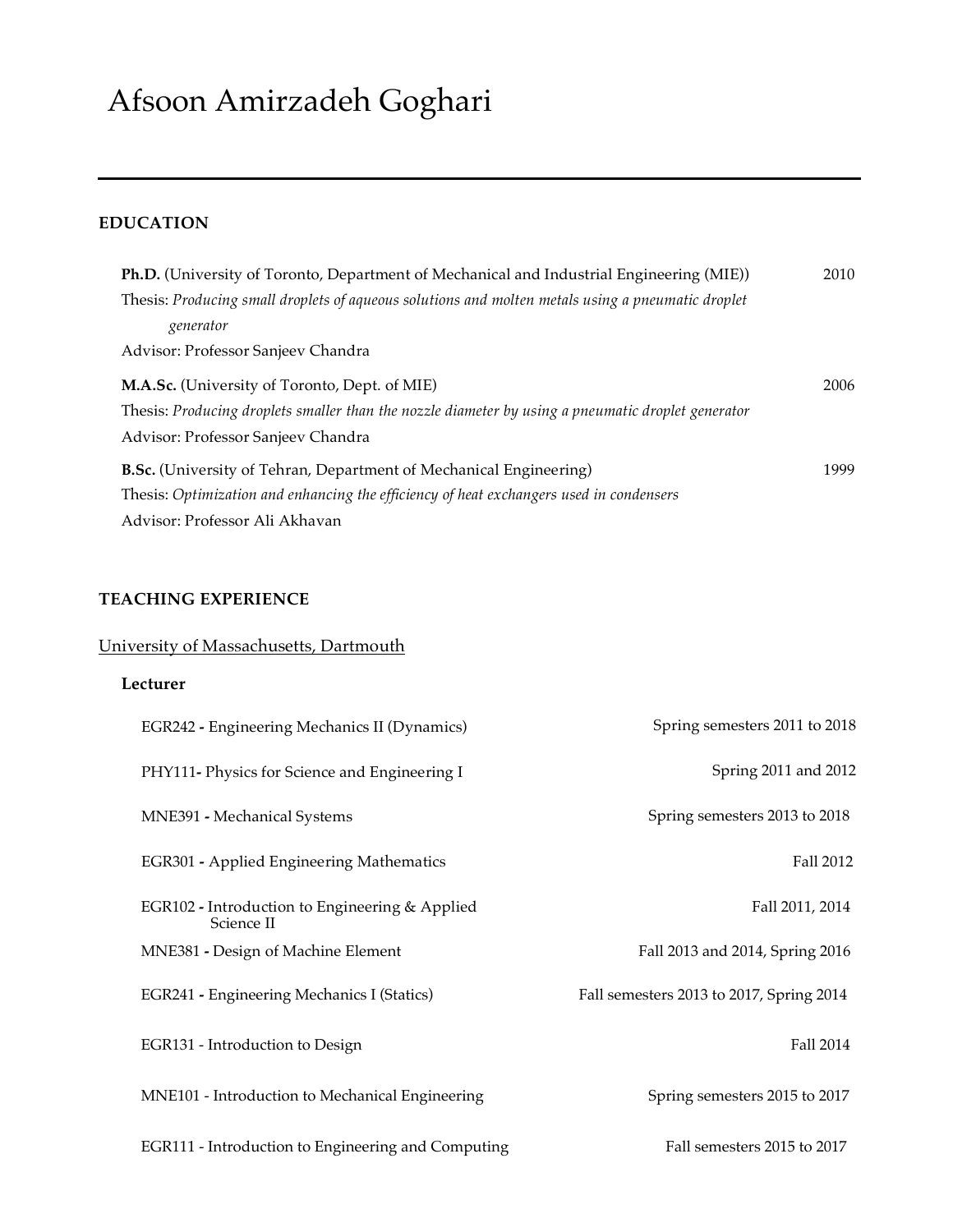# Afsoon Amirzadeh Goghari

## EDUCATION

**Ph.D.** (University of Toronto, Department of Mechanical and Industrial Engineering (MIE)) 2010
Thesis: *Producing small droplets of aqueous solutions and molten metals using a pneumatic droplet generator*
Advisor: Professor Sanjeev Chandra

**M.A.Sc.** (University of Toronto, Dept. of MIE) 2006
Thesis: *Producing droplets smaller than the nozzle diameter by using a pneumatic droplet generator*
Advisor: Professor Sanjeev Chandra

**B.Sc.** (University of Tehran, Department of Mechanical Engineering) 1999
Thesis: *Optimization and enhancing the efficiency of heat exchangers used in condensers*
Advisor: Professor Ali Akhavan

## TEACHING EXPERIENCE

University of Massachusetts, Dartmouth

**Lecturer**

| Course | Semesters |
|---|---|
| EGR242 - Engineering Mechanics II (Dynamics) | Spring semesters 2011 to 2018 |
| PHY111- Physics for Science and Engineering I | Spring 2011 and 2012 |
| MNE391 - Mechanical Systems | Spring semesters 2013 to 2018 |
| EGR301 - Applied Engineering Mathematics | Fall 2012 |
| EGR102 - Introduction to Engineering & Applied Science II | Fall 2011, 2014 |
| MNE381 - Design of Machine Element | Fall 2013 and 2014, Spring 2016 |
| EGR241 - Engineering Mechanics I (Statics) | Fall semesters 2013 to 2017, Spring 2014 |
| EGR131 - Introduction to Design | Fall 2014 |
| MNE101 - Introduction to Mechanical Engineering | Spring semesters 2015 to 2017 |
| EGR111 - Introduction to Engineering and Computing | Fall semesters 2015 to 2017 |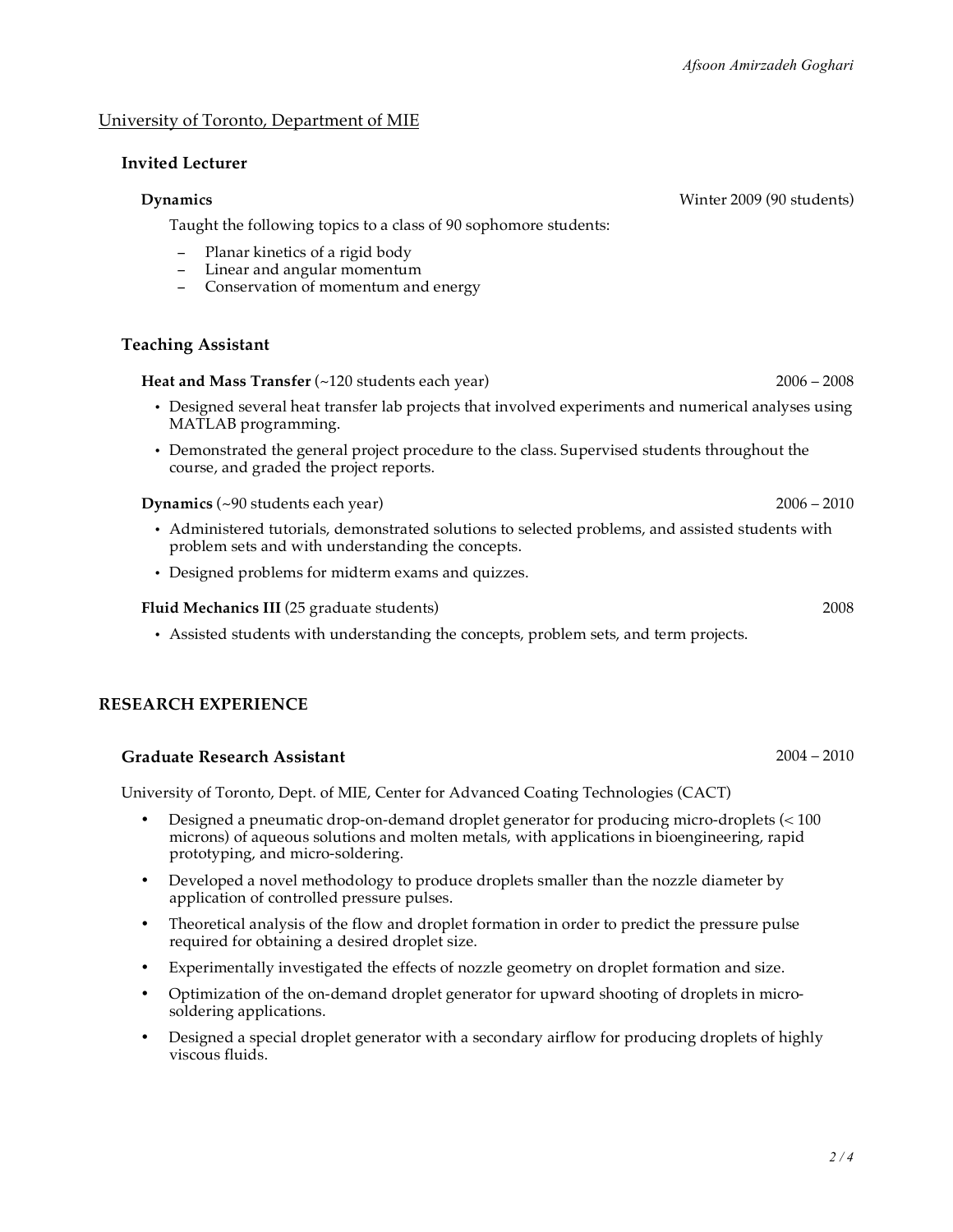University of Toronto, Department of MIE

### Invited Lecturer

**Dynamics** Winter 2009 (90 students)

Taught the following topics to a class of 90 sophomore students:

- Planar kinetics of a rigid body
- Linear and angular momentum
- Conservation of momentum and energy

### Teaching Assistant

**Heat and Mass Transfer** (~120 students each year) 2006 – 2008

- Designed several heat transfer lab projects that involved experiments and numerical analyses using MATLAB programming.
- Demonstrated the general project procedure to the class. Supervised students throughout the course, and graded the project reports.

**Dynamics** (~90 students each year) 2006 – 2010

- Administered tutorials, demonstrated solutions to selected problems, and assisted students with problem sets and with understanding the concepts.
- Designed problems for midterm exams and quizzes.

**Fluid Mechanics III** (25 graduate students) 2008

- Assisted students with understanding the concepts, problem sets, and term projects.

## RESEARCH EXPERIENCE

### Graduate Research Assistant 2004 – 2010

University of Toronto, Dept. of MIE, Center for Advanced Coating Technologies (CACT)

- Designed a pneumatic drop-on-demand droplet generator for producing micro-droplets (< 100 microns) of aqueous solutions and molten metals, with applications in bioengineering, rapid prototyping, and micro-soldering.
- Developed a novel methodology to produce droplets smaller than the nozzle diameter by application of controlled pressure pulses.
- Theoretical analysis of the flow and droplet formation in order to predict the pressure pulse required for obtaining a desired droplet size.
- Experimentally investigated the effects of nozzle geometry on droplet formation and size.
- Optimization of the on-demand droplet generator for upward shooting of droplets in micro-soldering applications.
- Designed a special droplet generator with a secondary airflow for producing droplets of highly viscous fluids.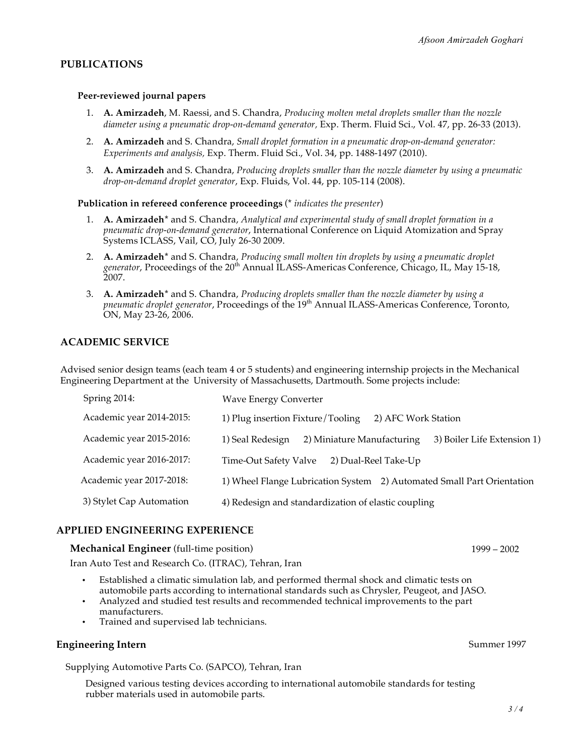## PUBLICATIONS

### Peer-reviewed journal papers

1. **A. Amirzadeh**, M. Raessi, and S. Chandra, *Producing molten metal droplets smaller than the nozzle diameter using a pneumatic drop-on-demand generator,* Exp. Therm. Fluid Sci., Vol. 47, pp. 26-33 (2013).
2. **A. Amirzadeh** and S. Chandra, *Small droplet formation in a pneumatic drop-on-demand generator: Experiments and analysis,* Exp. Therm. Fluid Sci., Vol. 34, pp. 1488-1497 (2010).
3. **A. Amirzadeh** and S. Chandra, *Producing droplets smaller than the nozzle diameter by using a pneumatic drop-on-demand droplet generator*, Exp. Fluids, Vol. 44, pp. 105-114 (2008).

### Publication in refereed conference proceedings (* *indicates the presenter*)

1. **A. Amirzadeh*** and S. Chandra, *Analytical and experimental study of small droplet formation in a pneumatic drop-on-demand generator*, International Conference on Liquid Atomization and Spray Systems ICLASS, Vail, CO, July 26-30 2009.
2. **A. Amirzadeh*** and S. Chandra, *Producing small molten tin droplets by using a pneumatic droplet generator*, Proceedings of the 20th Annual ILASS-Americas Conference, Chicago, IL, May 15-18, 2007.
3. **A. Amirzadeh*** and S. Chandra, *Producing droplets smaller than the nozzle diameter by using a pneumatic droplet generator*, Proceedings of the 19th Annual ILASS-Americas Conference, Toronto, ON, May 23-26, 2006.

## ACADEMIC SERVICE

Advised senior design teams (each team 4 or 5 students) and engineering internship projects in the Mechanical Engineering Department at the University of Massachusetts, Dartmouth. Some projects include:

| | |
|---|---|
| Spring 2014: | Wave Energy Converter |
| Academic year 2014-2015: | 1) Plug insertion Fixture/Tooling 2) AFC Work Station |
| Academic year 2015-2016: | 1) Seal Redesign 2) Miniature Manufacturing 3) Boiler Life Extension 1) |
| Academic year 2016-2017: | Time-Out Safety Valve 2) Dual-Reel Take-Up |
| Academic year 2017-2018: | 1) Wheel Flange Lubrication System 2) Automated Small Part Orientation |
| 3) Stylet Cap Automation | 4) Redesign and standardization of elastic coupling |

## APPLIED ENGINEERING EXPERIENCE

**Mechanical Engineer** (full-time position) 1999 – 2002

Iran Auto Test and Research Co. (ITRAC), Tehran, Iran

- Established a climatic simulation lab, and performed thermal shock and climatic tests on automobile parts according to international standards such as Chrysler, Peugeot, and JASO.
- Analyzed and studied test results and recommended technical improvements to the part manufacturers.
- Trained and supervised lab technicians.

**Engineering Intern** Summer 1997

Supplying Automotive Parts Co. (SAPCO), Tehran, Iran

Designed various testing devices according to international automobile standards for testing rubber materials used in automobile parts.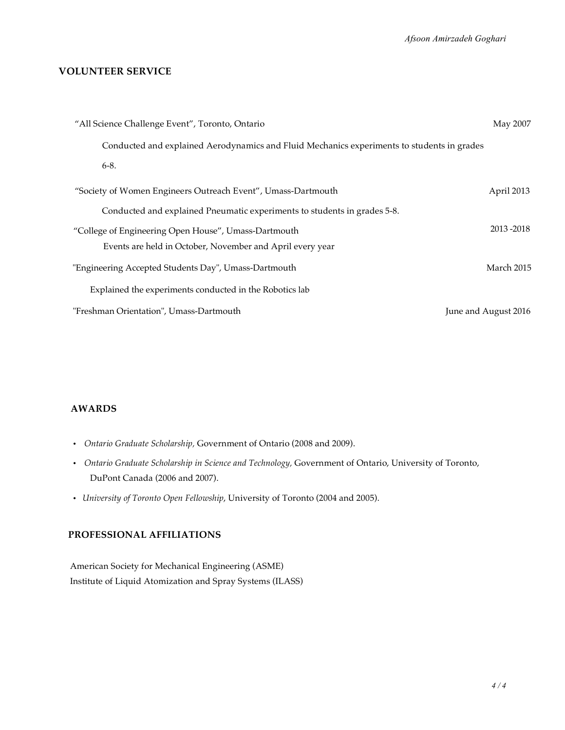## VOLUNTEER SERVICE

"All Science Challenge Event", Toronto, Ontario — May 2007

Conducted and explained Aerodynamics and Fluid Mechanics experiments to students in grades 6-8.

"Society of Women Engineers Outreach Event", Umass-Dartmouth — April 2013

Conducted and explained Pneumatic experiments to students in grades 5-8.

"College of Engineering Open House", Umass-Dartmouth — 2013 -2018

Events are held in October, November and April every year

"Engineering Accepted Students Day", Umass-Dartmouth — March 2015

Explained the experiments conducted in the Robotics lab

"Freshman Orientation", Umass-Dartmouth — June and August 2016

## AWARDS

- *Ontario Graduate Scholarship,* Government of Ontario (2008 and 2009).
- *Ontario Graduate Scholarship in Science and Technology,* Government of Ontario, University of Toronto, DuPont Canada (2006 and 2007).
- *University of Toronto Open Fellowship*, University of Toronto (2004 and 2005).

## PROFESSIONAL AFFILIATIONS

American Society for Mechanical Engineering (ASME)
Institute of Liquid Atomization and Spray Systems (ILASS)